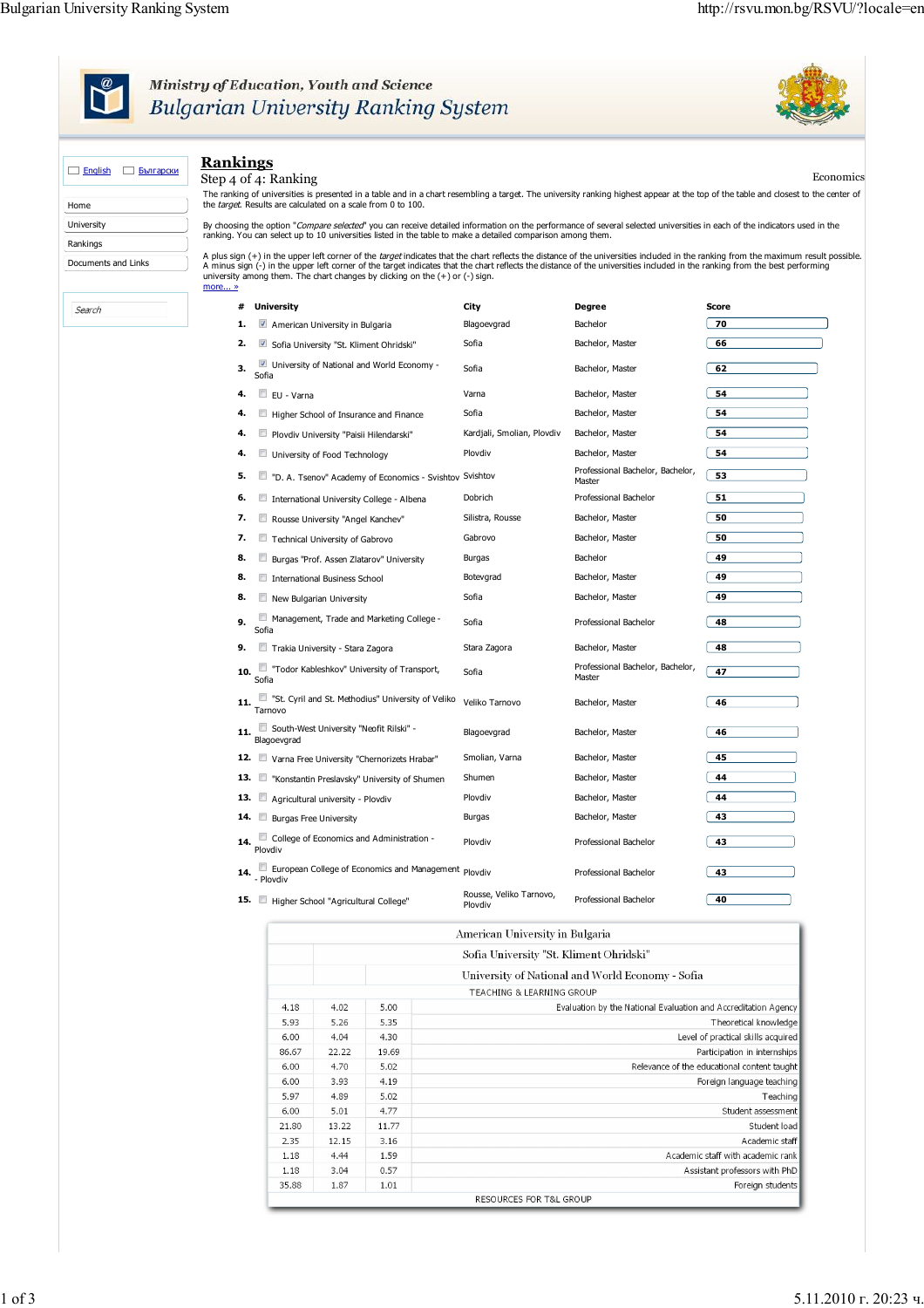Ministry of Education, Youth and Science

# Bulgarian University Ranking System

- English
- Български

- Home
- University
- Rankings
- Documents and Links

Search

## Rankings

Step 4 of 4: Ranking

Economics

The ranking of universities is presented in a table and in a chart resembling a target. The university ranking highest appear at the top of the table and closest to the center of the *target*. Results are calculated on a scale from 0 to 100.

By choosing the option "*Compare selected*" you can receive detailed information on the performance of several selected universities in each of the indicators used in the ranking. You can select up to 10 universities listed in the table to make a detailed comparison among them.

A plus sign (+) in the upper left corner of the *target* indicates that the chart reflects the distance of the universities included in the ranking from the maximum result possible. A minus sign (-) in the upper left corner of the target indicates that the chart reflects the distance of the universities included in the ranking from the best performing university among them. The chart changes by clicking on the (+) or (-) sign.

more... »

| # | University | City | Degree | Score |
|---|---|---|---|---|
| 1. | American University in Bulgaria | Blagoevgrad | Bachelor | 70 |
| 2. | Sofia University "St. Kliment Ohridski" | Sofia | Bachelor, Master | 66 |
| 3. | University of National and World Economy - Sofia | Sofia | Bachelor, Master | 62 |
| 4. | EU - Varna | Varna | Bachelor, Master | 54 |
| 4. | Higher School of Insurance and Finance | Sofia | Bachelor, Master | 54 |
| 4. | Plovdiv University "Paisii Hilendarski" | Kardjali, Smolian, Plovdiv | Bachelor, Master | 54 |
| 4. | University of Food Technology | Plovdiv | Bachelor, Master | 54 |
| 5. | "D. A. Tsenov" Academy of Economics - Svishtov | Svishtov | Professional Bachelor, Bachelor, Master | 53 |
| 6. | International University College - Albena | Dobrich | Professional Bachelor | 51 |
| 7. | Rousse University "Angel Kanchev" | Silistra, Rousse | Bachelor, Master | 50 |
| 7. | Technical University of Gabrovo | Gabrovo | Bachelor, Master | 50 |
| 8. | Burgas "Prof. Assen Zlatarov" University | Burgas | Bachelor | 49 |
| 8. | International Business School | Botevgrad | Bachelor, Master | 49 |
| 8. | New Bulgarian University | Sofia | Bachelor, Master | 49 |
| 9. | Management, Trade and Marketing College - Sofia | Sofia | Professional Bachelor | 48 |
| 9. | Trakia University - Stara Zagora | Stara Zagora | Bachelor, Master | 48 |
| 10. | "Todor Kableshkov" University of Transport, Sofia | Sofia | Professional Bachelor, Bachelor, Master | 47 |
| 11. | "St. Cyril and St. Methodius" University of Veliko Tarnovo | Veliko Tarnovo | Bachelor, Master | 46 |
| 11. | South-West University "Neofit Rilski" - Blagoevgrad | Blagoevgrad | Bachelor, Master | 46 |
| 12. | Varna Free University "Chernorizets Hrabar" | Smolian, Varna | Bachelor, Master | 45 |
| 13. | "Konstantin Preslavsky" University of Shumen | Shumen | Bachelor, Master | 44 |
| 13. | Agricultural university - Plovdiv | Plovdiv | Bachelor, Master | 44 |
| 14. | Burgas Free University | Burgas | Bachelor, Master | 43 |
| 14. | College of Economics and Administration - Plovdiv | Plovdiv | Professional Bachelor | 43 |
| 14. | European College of Economics and Management - Plovdiv | Plovdiv | Professional Bachelor | 43 |
| 15. | Higher School "Agricultural College" | Rousse, Veliko Tarnovo, Plovdiv | Professional Bachelor | 40 |

| American University in Bulgaria | Sofia University "St. Kliment Ohridski" | University of National and World Economy - Sofia | |
|---|---|---|---|
| | | | **TEACHING & LEARNING GROUP** |
| 4.18 | 4.02 | 5.00 | Evaluation by the National Evaluation and Accreditation Agency |
| 5.93 | 5.26 | 5.35 | Theoretical knowledge |
| 6.00 | 4.04 | 4.30 | Level of practical skills acquired |
| 86.67 | 22.22 | 19.69 | Participation in internships |
| 6.00 | 4.70 | 5.02 | Relevance of the educational content taught |
| 6.00 | 3.93 | 4.19 | Foreign language teaching |
| 5.97 | 4.89 | 5.02 | Teaching |
| 6.00 | 5.01 | 4.77 | Student assessment |
| 21.80 | 13.22 | 11.77 | Student load |
| 2.35 | 12.15 | 3.16 | Academic staff |
| 1.18 | 4.44 | 1.59 | Academic staff with academic rank |
| 1.18 | 3.04 | 0.57 | Assistant professors with PhD |
| 35.88 | 1.87 | 1.01 | Foreign students |
| | | | **RESOURCES FOR T&L GROUP** |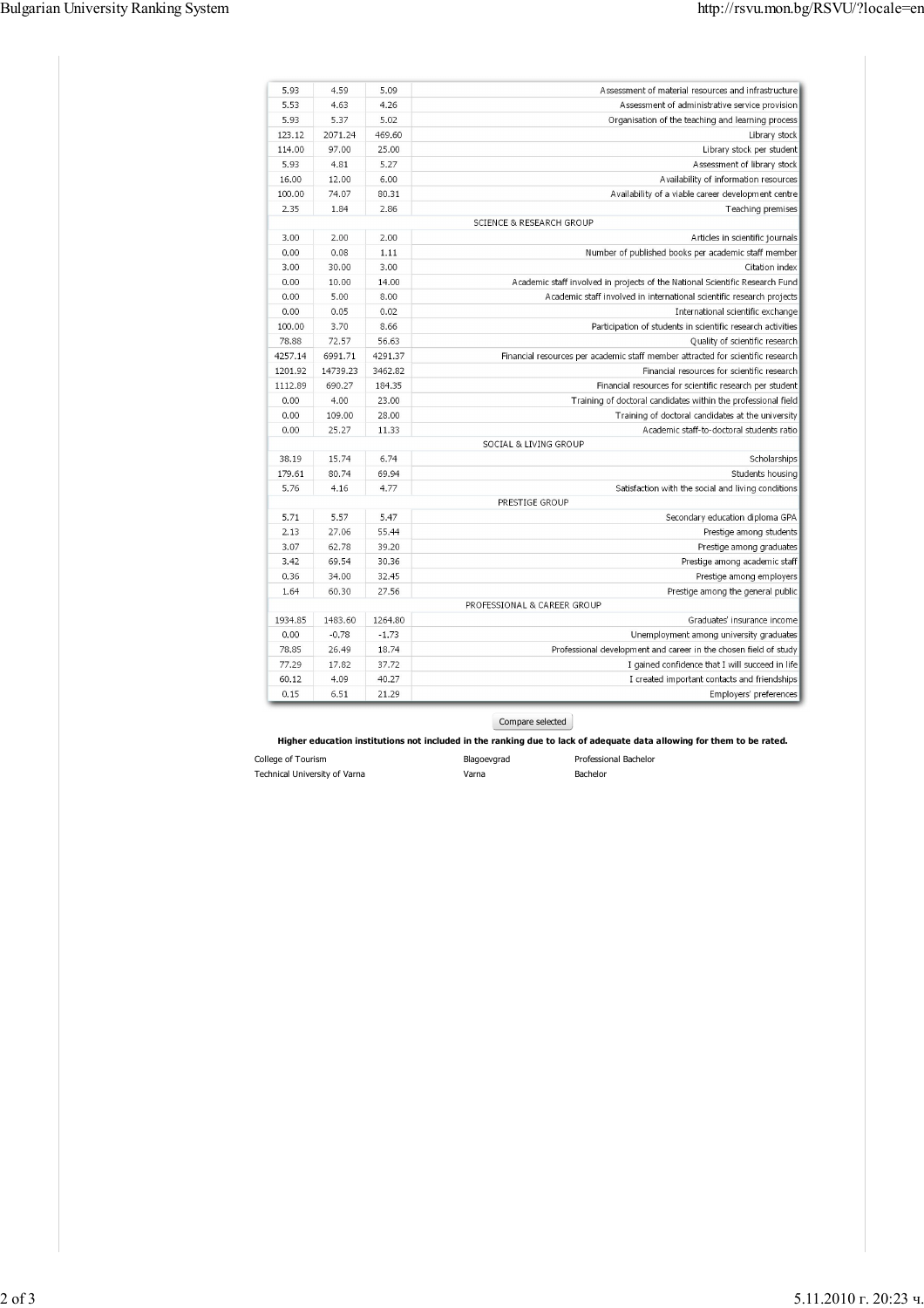| | | | |
|---|---|---|---|
| 5.93 | 4.59 | 5.09 | Assessment of material resources and infrastructure |
| 5.53 | 4.63 | 4.26 | Assessment of administrative service provision |
| 5.93 | 5.37 | 5.02 | Organisation of the teaching and learning process |
| 123.12 | 2071.24 | 469.60 | Library stock |
| 114.00 | 97.00 | 25.00 | Library stock per student |
| 5.93 | 4.81 | 5.27 | Assessment of library stock |
| 16.00 | 12.00 | 6.00 | Availability of information resources |
| 100.00 | 74.07 | 80.31 | Availability of a viable career development centre |
| 2.35 | 1.84 | 2.86 | Teaching premises |
| SCIENCE & RESEARCH GROUP | | | |
| 3.00 | 2.00 | 2.00 | Articles in scientific journals |
| 0.00 | 0.08 | 1.11 | Number of published books per academic staff member |
| 3.00 | 30.00 | 3.00 | Citation index |
| 0.00 | 10.00 | 14.00 | Academic staff involved in projects of the National Scientific Research Fund |
| 0.00 | 5.00 | 8.00 | Academic staff involved in international scientific research projects |
| 0.00 | 0.05 | 0.02 | International scientific exchange |
| 100.00 | 3.70 | 8.66 | Participation of students in scientific research activities |
| 78.88 | 72.57 | 56.63 | Quality of scientific research |
| 4257.14 | 6991.71 | 4291.37 | Financial resources per academic staff member attracted for scientific research |
| 1201.92 | 14739.23 | 3462.82 | Financial resources for scientific research |
| 1112.89 | 690.27 | 184.35 | Financial resources for scientific research per student |
| 0.00 | 4.00 | 23.00 | Training of doctoral candidates within the professional field |
| 0.00 | 109.00 | 28.00 | Training of doctoral candidates at the university |
| 0.00 | 25.27 | 11.33 | Academic staff-to-doctoral students ratio |
| SOCIAL & LIVING GROUP | | | |
| 38.19 | 15.74 | 6.74 | Scholarships |
| 179.61 | 80.74 | 69.94 | Students housing |
| 5.76 | 4.16 | 4.77 | Satisfaction with the social and living conditions |
| PRESTIGE GROUP | | | |
| 5.71 | 5.57 | 5.47 | Secondary education diploma GPA |
| 2.13 | 27.06 | 55.44 | Prestige among students |
| 3.07 | 62.78 | 39.20 | Prestige among graduates |
| 3.42 | 69.54 | 30.36 | Prestige among academic staff |
| 0.36 | 34.00 | 32.45 | Prestige among employers |
| 1.64 | 60.30 | 27.56 | Prestige among the general public |
| PROFESSIONAL & CAREER GROUP | | | |
| 1934.85 | 1483.60 | 1264.80 | Graduates' insurance income |
| 0.00 | -0.78 | -1.73 | Unemployment among university graduates |
| 78.85 | 26.49 | 18.74 | Professional development and career in the chosen field of study |
| 77.29 | 17.82 | 37.72 | I gained confidence that I will succeed in life |
| 60.12 | 4.09 | 40.27 | I created important contacts and friendships |
| 0.15 | 6.51 | 21.29 | Employers' preferences |

Compare selected

**Higher education institutions not included in the ranking due to lack of adequate data allowing for them to be rated.**

| | | |
|---|---|---|
| College of Tourism | Blagoevgrad | Professional Bachelor |
| Technical University of Varna | Varna | Bachelor |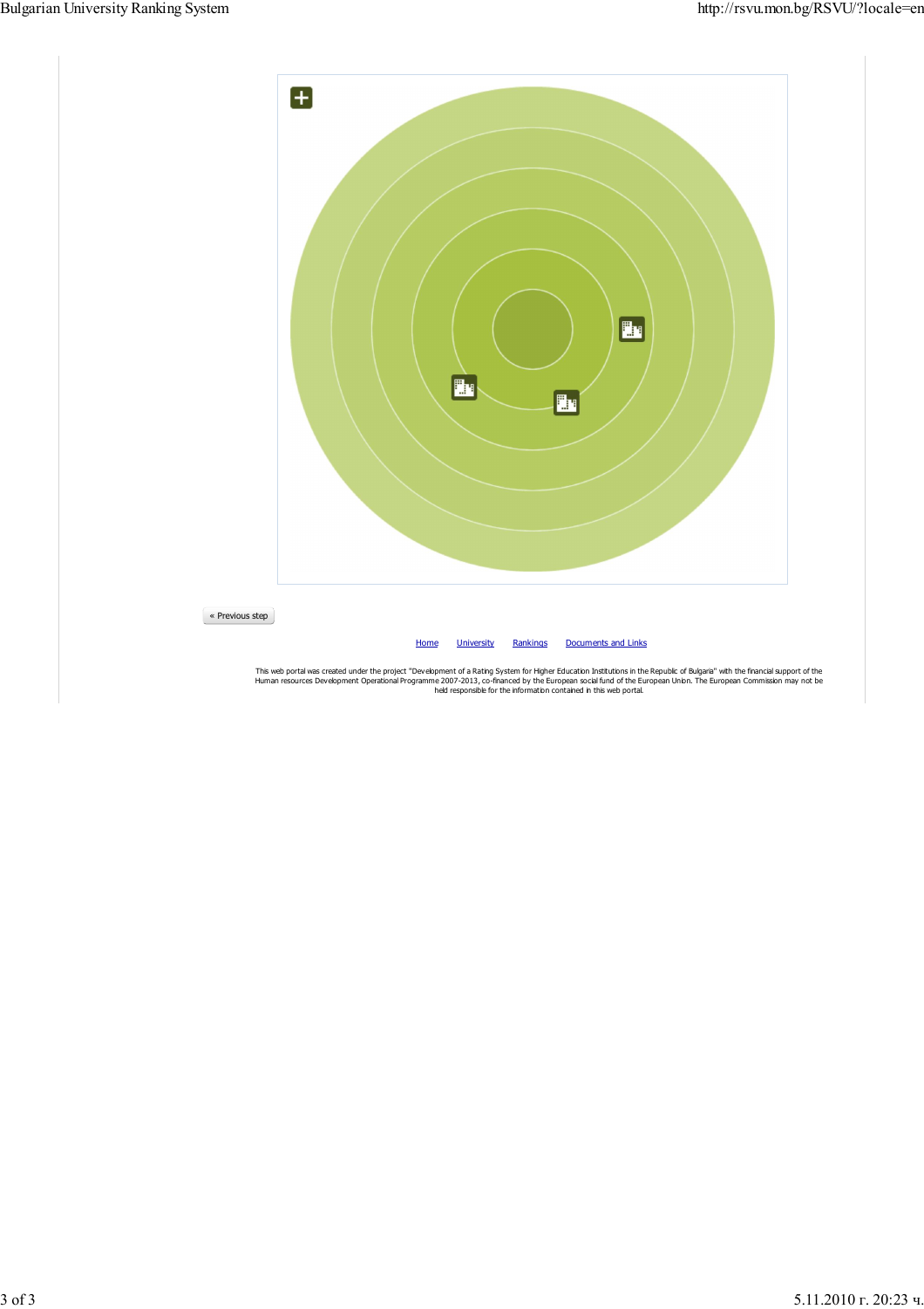« Previous step

Home University Rankings Documents and Links

This web portal was created under the project "Development of a Rating System for Higher Education Institutions in the Republic of Bulgaria" with the financial support of the Human resources Development Operational Programme 2007-2013, co-financed by the European social fund of the European Union. The European Commission may not be held responsible for the information contained in this web portal.